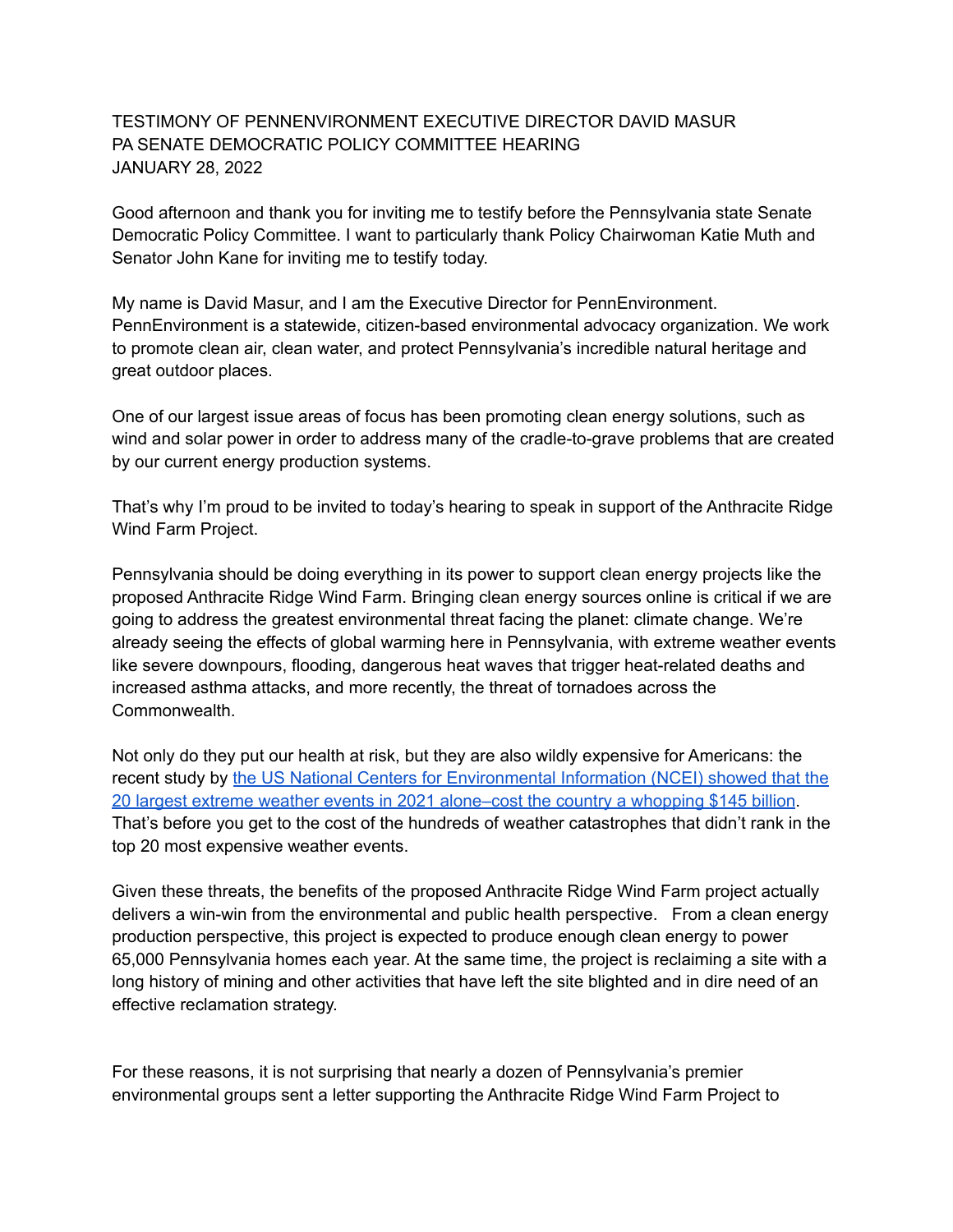TESTIMONY OF PENNENVIRONMENT EXECUTIVE DIRECTOR DAVID MASUR
PA SENATE DEMOCRATIC POLICY COMMITTEE HEARING
JANUARY 28, 2022

Good afternoon and thank you for inviting me to testify before the Pennsylvania state Senate Democratic Policy Committee. I want to particularly thank Policy Chairwoman Katie Muth and Senator John Kane for inviting me to testify today.

My name is David Masur, and I am the Executive Director for PennEnvironment. PennEnvironment is a statewide, citizen-based environmental advocacy organization. We work to promote clean air, clean water, and protect Pennsylvania's incredible natural heritage and great outdoor places.

One of our largest issue areas of focus has been promoting clean energy solutions, such as wind and solar power in order to address many of the cradle-to-grave problems that are created by our current energy production systems.

That's why I'm proud to be invited to today's hearing to speak in support of the Anthracite Ridge Wind Farm Project.

Pennsylvania should be doing everything in its power to support clean energy projects like the proposed Anthracite Ridge Wind Farm. Bringing clean energy sources online is critical if we are going to address the greatest environmental threat facing the planet: climate change. We're already seeing the effects of global warming here in Pennsylvania, with extreme weather events like severe downpours, flooding, dangerous heat waves that trigger heat-related deaths and increased asthma attacks, and more recently, the threat of tornadoes across the Commonwealth.

Not only do they put our health at risk, but they are also wildly expensive for Americans: the recent study by the US National Centers for Environmental Information (NCEI) showed that the 20 largest extreme weather events in 2021 alone–cost the country a whopping $145 billion. That's before you get to the cost of the hundreds of weather catastrophes that didn't rank in the top 20 most expensive weather events.

Given these threats, the benefits of the proposed Anthracite Ridge Wind Farm project actually delivers a win-win from the environmental and public health perspective. From a clean energy production perspective, this project is expected to produce enough clean energy to power 65,000 Pennsylvania homes each year. At the same time, the project is reclaiming a site with a long history of mining and other activities that have left the site blighted and in dire need of an effective reclamation strategy.

For these reasons, it is not surprising that nearly a dozen of Pennsylvania's premier environmental groups sent a letter supporting the Anthracite Ridge Wind Farm Project to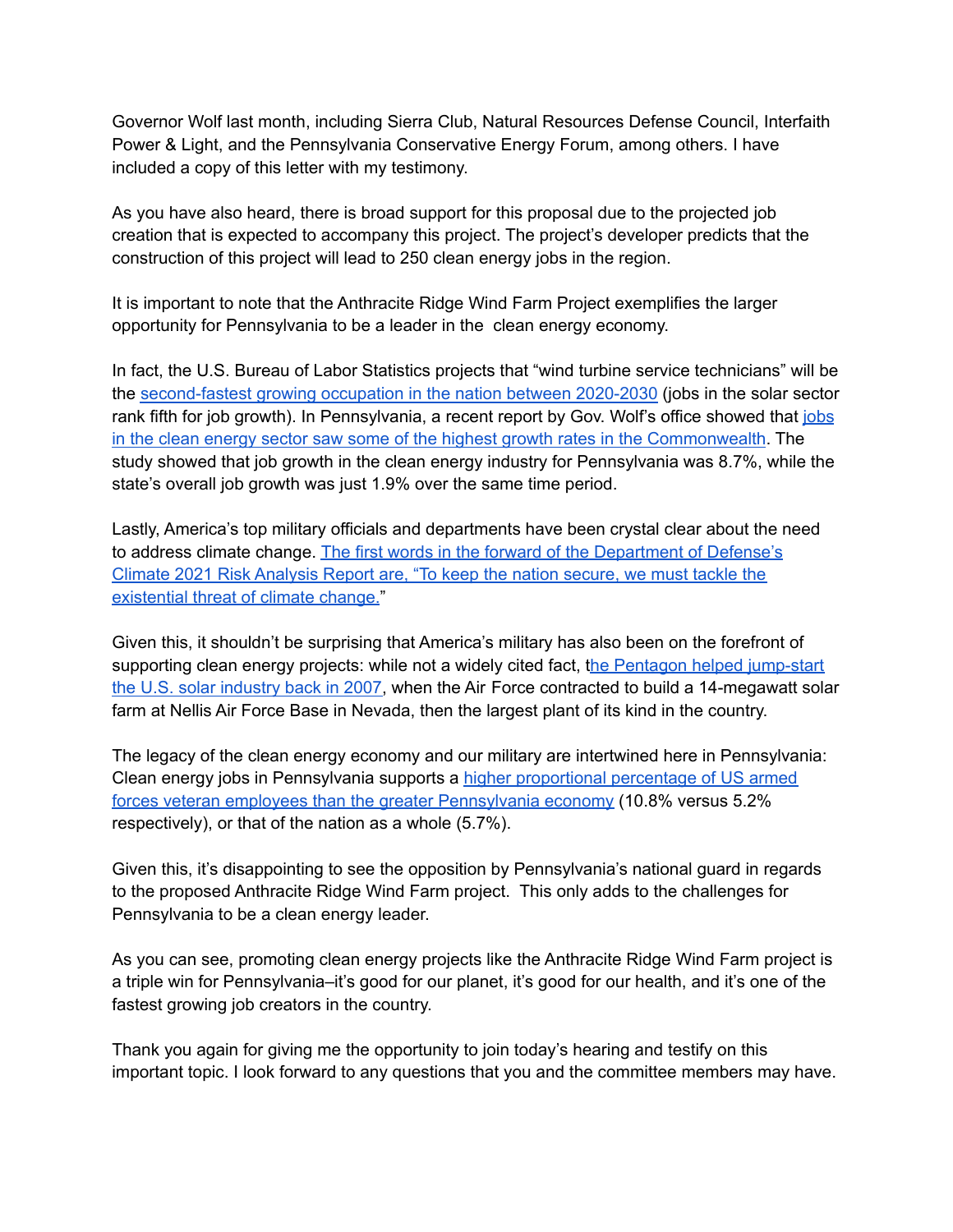Governor Wolf last month, including Sierra Club, Natural Resources Defense Council, Interfaith Power & Light, and the Pennsylvania Conservative Energy Forum, among others. I have included a copy of this letter with my testimony.

As you have also heard, there is broad support for this proposal due to the projected job creation that is expected to accompany this project. The project's developer predicts that the construction of this project will lead to 250 clean energy jobs in the region.

It is important to note that the Anthracite Ridge Wind Farm Project exemplifies the larger opportunity for Pennsylvania to be a leader in the clean energy economy.

In fact, the U.S. Bureau of Labor Statistics projects that "wind turbine service technicians" will be the second-fastest growing occupation in the nation between 2020-2030 (jobs in the solar sector rank fifth for job growth). In Pennsylvania, a recent report by Gov. Wolf's office showed that jobs in the clean energy sector saw some of the highest growth rates in the Commonwealth. The study showed that job growth in the clean energy industry for Pennsylvania was 8.7%, while the state's overall job growth was just 1.9% over the same time period.

Lastly, America's top military officials and departments have been crystal clear about the need to address climate change. The first words in the forward of the Department of Defense's Climate 2021 Risk Analysis Report are, "To keep the nation secure, we must tackle the existential threat of climate change."

Given this, it shouldn't be surprising that America's military has also been on the forefront of supporting clean energy projects: while not a widely cited fact, the Pentagon helped jump-start the U.S. solar industry back in 2007, when the Air Force contracted to build a 14-megawatt solar farm at Nellis Air Force Base in Nevada, then the largest plant of its kind in the country.

The legacy of the clean energy economy and our military are intertwined here in Pennsylvania: Clean energy jobs in Pennsylvania supports a higher proportional percentage of US armed forces veteran employees than the greater Pennsylvania economy (10.8% versus 5.2% respectively), or that of the nation as a whole (5.7%).

Given this, it's disappointing to see the opposition by Pennsylvania's national guard in regards to the proposed Anthracite Ridge Wind Farm project. This only adds to the challenges for Pennsylvania to be a clean energy leader.

As you can see, promoting clean energy projects like the Anthracite Ridge Wind Farm project is a triple win for Pennsylvania–it's good for our planet, it's good for our health, and it's one of the fastest growing job creators in the country.

Thank you again for giving me the opportunity to join today's hearing and testify on this important topic. I look forward to any questions that you and the committee members may have.